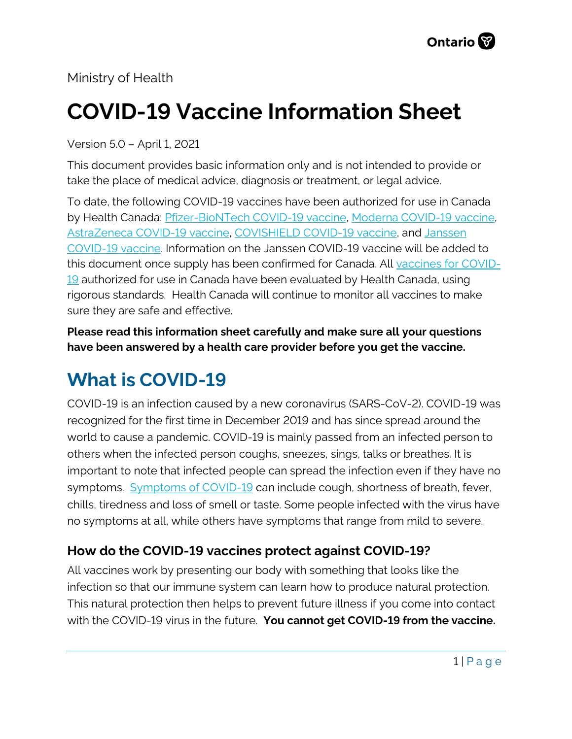Ontario

Ministry of Health

# COVID-19 Vaccine Information Sheet

Version 5.0 – April 1, 2021

This document provides basic information only and is not intended to provide or take the place of medical advice, diagnosis or treatment, or legal advice.

To date, the following COVID-19 vaccines have been authorized for use in Canada by Health Canada: Pfizer-BioNTech COVID-19 vaccine, Moderna COVID-19 vaccine, AstraZeneca COVID-19 vaccine, COVISHIELD COVID-19 vaccine, and Janssen COVID-19 vaccine. Information on the Janssen COVID-19 vaccine will be added to this document once supply has been confirmed for Canada. All vaccines for COVID-19 authorized for use in Canada have been evaluated by Health Canada, using rigorous standards. Health Canada will continue to monitor all vaccines to make sure they are safe and effective.

**Please read this information sheet carefully and make sure all your questions have been answered by a health care provider before you get the vaccine.**

## What is COVID-19

COVID-19 is an infection caused by a new coronavirus (SARS-CoV-2). COVID-19 was recognized for the first time in December 2019 and has since spread around the world to cause a pandemic. COVID-19 is mainly passed from an infected person to others when the infected person coughs, sneezes, sings, talks or breathes. It is important to note that infected people can spread the infection even if they have no symptoms. Symptoms of COVID-19 can include cough, shortness of breath, fever, chills, tiredness and loss of smell or taste. Some people infected with the virus have no symptoms at all, while others have symptoms that range from mild to severe.

### How do the COVID-19 vaccines protect against COVID-19?

All vaccines work by presenting our body with something that looks like the infection so that our immune system can learn how to produce natural protection. This natural protection then helps to prevent future illness if you come into contact with the COVID-19 virus in the future. **You cannot get COVID-19 from the vaccine.**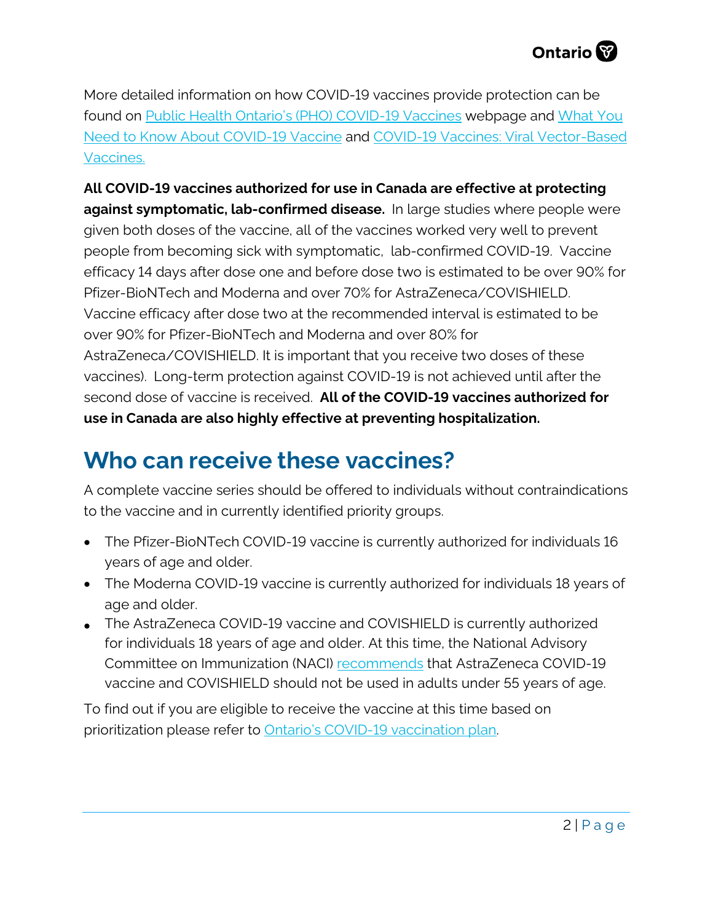More detailed information on how COVID-19 vaccines provide protection can be found on [Public Health Ontario's (PHO) COVID-19 Vaccines](#) webpage and [What You Need to Know About COVID-19 Vaccine](#) and [COVID-19 Vaccines: Viral Vector-Based Vaccines.](#)

**All COVID-19 vaccines authorized for use in Canada are effective at protecting against symptomatic, lab-confirmed disease.** In large studies where people were given both doses of the vaccine, all of the vaccines worked very well to prevent people from becoming sick with symptomatic, lab-confirmed COVID-19. Vaccine efficacy 14 days after dose one and before dose two is estimated to be over 90% for Pfizer-BioNTech and Moderna and over 70% for AstraZeneca/COVISHIELD. Vaccine efficacy after dose two at the recommended interval is estimated to be over 90% for Pfizer-BioNTech and Moderna and over 80% for AstraZeneca/COVISHIELD. It is important that you receive two doses of these vaccines). Long-term protection against COVID-19 is not achieved until after the second dose of vaccine is received. **All of the COVID-19 vaccines authorized for use in Canada are also highly effective at preventing hospitalization.**

## Who can receive these vaccines?

A complete vaccine series should be offered to individuals without contraindications to the vaccine and in currently identified priority groups.

- The Pfizer-BioNTech COVID-19 vaccine is currently authorized for individuals 16 years of age and older.
- The Moderna COVID-19 vaccine is currently authorized for individuals 18 years of age and older.
- The AstraZeneca COVID-19 vaccine and COVISHIELD is currently authorized for individuals 18 years of age and older. At this time, the National Advisory Committee on Immunization (NACI) [recommends](#) that AstraZeneca COVID-19 vaccine and COVISHIELD should not be used in adults under 55 years of age.

To find out if you are eligible to receive the vaccine at this time based on prioritization please refer to [Ontario's COVID-19 vaccination plan](#).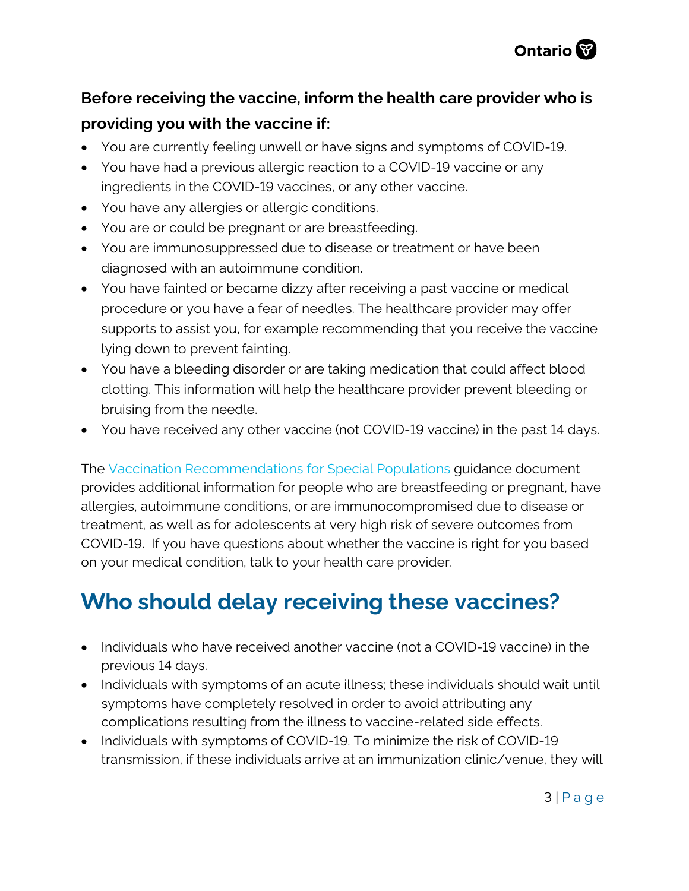**Before receiving the vaccine, inform the health care provider who is providing you with the vaccine if:**

- You are currently feeling unwell or have signs and symptoms of COVID-19.
- You have had a previous allergic reaction to a COVID-19 vaccine or any ingredients in the COVID-19 vaccines, or any other vaccine.
- You have any allergies or allergic conditions.
- You are or could be pregnant or are breastfeeding.
- You are immunosuppressed due to disease or treatment or have been diagnosed with an autoimmune condition.
- You have fainted or became dizzy after receiving a past vaccine or medical procedure or you have a fear of needles. The healthcare provider may offer supports to assist you, for example recommending that you receive the vaccine lying down to prevent fainting.
- You have a bleeding disorder or are taking medication that could affect blood clotting. This information will help the healthcare provider prevent bleeding or bruising from the needle.
- You have received any other vaccine (not COVID-19 vaccine) in the past 14 days.

The Vaccination Recommendations for Special Populations guidance document provides additional information for people who are breastfeeding or pregnant, have allergies, autoimmune conditions, or are immunocompromised due to disease or treatment, as well as for adolescents at very high risk of severe outcomes from COVID-19. If you have questions about whether the vaccine is right for you based on your medical condition, talk to your health care provider.

# Who should delay receiving these vaccines?

- Individuals who have received another vaccine (not a COVID-19 vaccine) in the previous 14 days.
- Individuals with symptoms of an acute illness; these individuals should wait until symptoms have completely resolved in order to avoid attributing any complications resulting from the illness to vaccine-related side effects.
- Individuals with symptoms of COVID-19. To minimize the risk of COVID-19 transmission, if these individuals arrive at an immunization clinic/venue, they will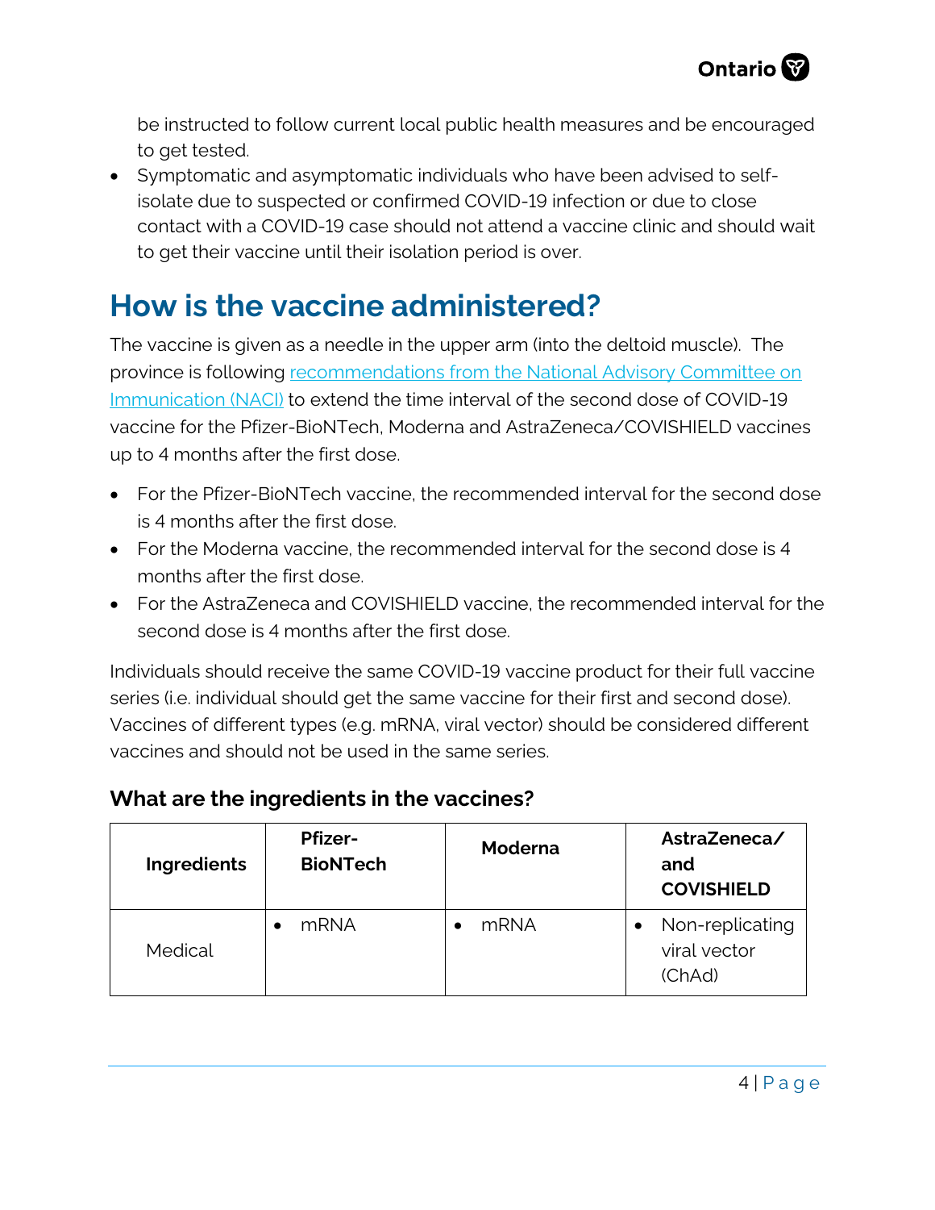be instructed to follow current local public health measures and be encouraged to get tested.

- Symptomatic and asymptomatic individuals who have been advised to self-isolate due to suspected or confirmed COVID-19 infection or due to close contact with a COVID-19 case should not attend a vaccine clinic and should wait to get their vaccine until their isolation period is over.

# How is the vaccine administered?

The vaccine is given as a needle in the upper arm (into the deltoid muscle). The province is following [recommendations from the National Advisory Committee on Immunication (NACI)]() to extend the time interval of the second dose of COVID-19 vaccine for the Pfizer-BioNTech, Moderna and AstraZeneca/COVISHIELD vaccines up to 4 months after the first dose.

- For the Pfizer-BioNTech vaccine, the recommended interval for the second dose is 4 months after the first dose.
- For the Moderna vaccine, the recommended interval for the second dose is 4 months after the first dose.
- For the AstraZeneca and COVISHIELD vaccine, the recommended interval for the second dose is 4 months after the first dose.

Individuals should receive the same COVID-19 vaccine product for their full vaccine series (i.e. individual should get the same vaccine for their first and second dose). Vaccines of different types (e.g. mRNA, viral vector) should be considered different vaccines and should not be used in the same series.

### What are the ingredients in the vaccines?

| Ingredients | Pfizer-BioNTech | Moderna | AstraZeneca/ and COVISHIELD |
|---|---|---|---|
| Medical | • mRNA | • mRNA | • Non-replicating viral vector (ChAd) |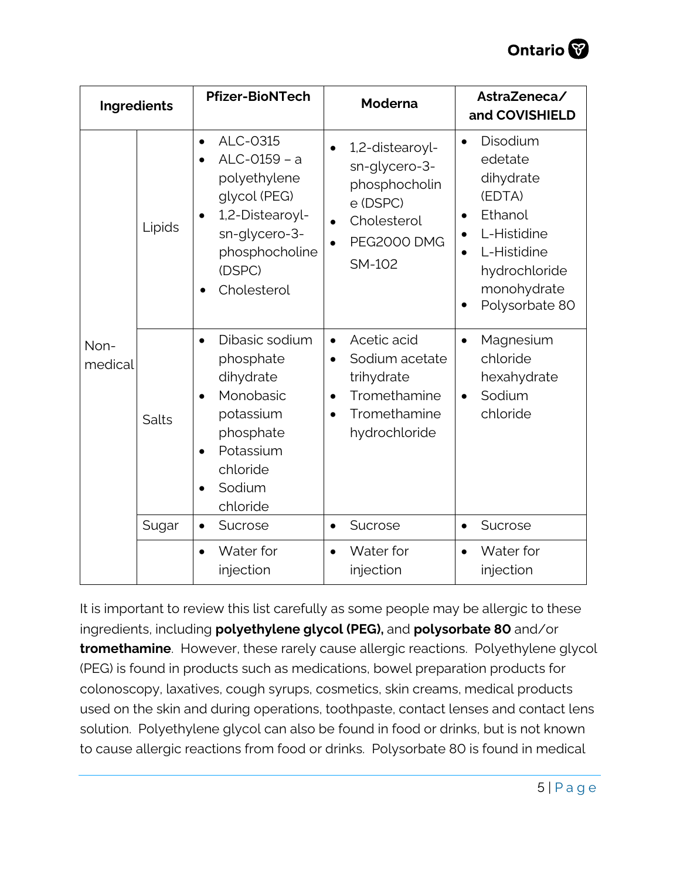| Ingredients | | Pfizer-BioNTech | Moderna | AstraZeneca/ and COVISHIELD |
|---|---|---|---|---|
| Non-medical | Lipids | • ALC-0315<br>• ALC-0159 – a polyethylene glycol (PEG)<br>• 1,2-Distearoyl-sn-glycero-3-phosphocholine (DSPC)<br>• Cholesterol | • 1,2-distearoyl-sn-glycero-3-phosphocholine (DSPC)<br>• Cholesterol<br>• PEG2000 DMG SM-102 | • Disodium edetate dihydrate (EDTA)<br>• Ethanol<br>• L-Histidine<br>• L-Histidine hydrochloride monohydrate<br>• Polysorbate 80 |
| | Salts | • Dibasic sodium phosphate dihydrate<br>• Monobasic potassium phosphate<br>• Potassium chloride<br>• Sodium chloride | • Acetic acid<br>• Sodium acetate trihydrate<br>• Tromethamine<br>• Tromethamine hydrochloride | • Magnesium chloride hexahydrate<br>• Sodium chloride |
| | Sugar | • Sucrose | • Sucrose | • Sucrose |
| | | • Water for injection | • Water for injection | • Water for injection |

It is important to review this list carefully as some people may be allergic to these ingredients, including **polyethylene glycol (PEG),** and **polysorbate 80** and/or **tromethamine**. However, these rarely cause allergic reactions. Polyethylene glycol (PEG) is found in products such as medications, bowel preparation products for colonoscopy, laxatives, cough syrups, cosmetics, skin creams, medical products used on the skin and during operations, toothpaste, contact lenses and contact lens solution. Polyethylene glycol can also be found in food or drinks, but is not known to cause allergic reactions from food or drinks. Polysorbate 80 is found in medical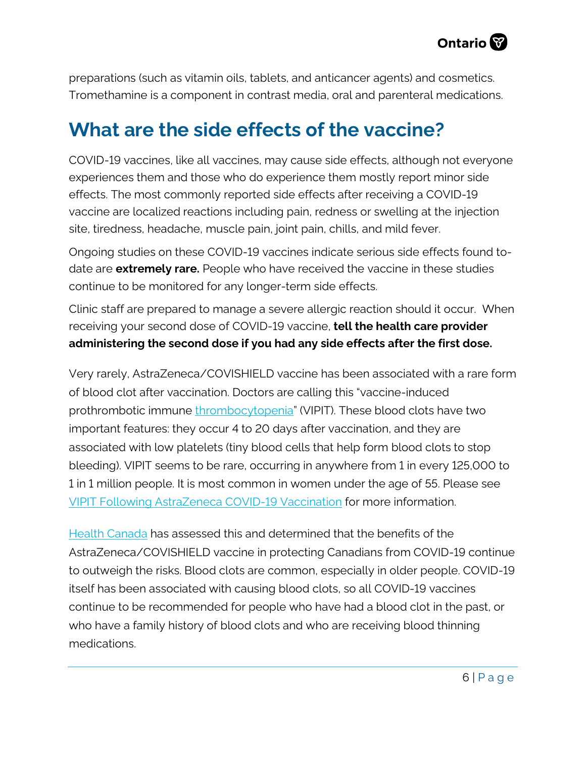preparations (such as vitamin oils, tablets, and anticancer agents) and cosmetics. Tromethamine is a component in contrast media, oral and parenteral medications.

## What are the side effects of the vaccine?

COVID-19 vaccines, like all vaccines, may cause side effects, although not everyone experiences them and those who do experience them mostly report minor side effects. The most commonly reported side effects after receiving a COVID-19 vaccine are localized reactions including pain, redness or swelling at the injection site, tiredness, headache, muscle pain, joint pain, chills, and mild fever.

Ongoing studies on these COVID-19 vaccines indicate serious side effects found to-date are **extremely rare.** People who have received the vaccine in these studies continue to be monitored for any longer-term side effects.

Clinic staff are prepared to manage a severe allergic reaction should it occur. When receiving your second dose of COVID-19 vaccine, **tell the health care provider administering the second dose if you had any side effects after the first dose.**

Very rarely, AstraZeneca/COVISHIELD vaccine has been associated with a rare form of blood clot after vaccination. Doctors are calling this "vaccine-induced prothrombotic immune thrombocytopenia" (VIPIT). These blood clots have two important features: they occur 4 to 20 days after vaccination, and they are associated with low platelets (tiny blood cells that help form blood clots to stop bleeding). VIPIT seems to be rare, occurring in anywhere from 1 in every 125,000 to 1 in 1 million people. It is most common in women under the age of 55. Please see VIPIT Following AstraZeneca COVID-19 Vaccination for more information.

Health Canada has assessed this and determined that the benefits of the AstraZeneca/COVISHIELD vaccine in protecting Canadians from COVID-19 continue to outweigh the risks. Blood clots are common, especially in older people. COVID-19 itself has been associated with causing blood clots, so all COVID-19 vaccines continue to be recommended for people who have had a blood clot in the past, or who have a family history of blood clots and who are receiving blood thinning medications.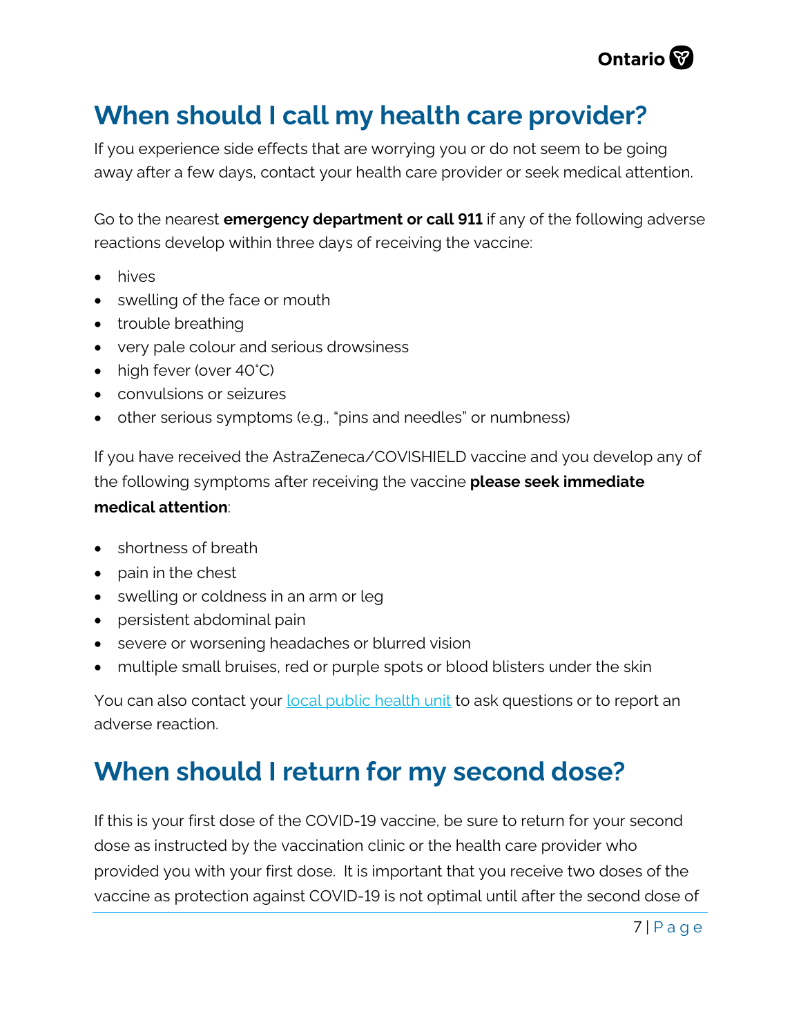## When should I call my health care provider?

If you experience side effects that are worrying you or do not seem to be going away after a few days, contact your health care provider or seek medical attention.

Go to the nearest **emergency department or call 911** if any of the following adverse reactions develop within three days of receiving the vaccine:

- hives
- swelling of the face or mouth
- trouble breathing
- very pale colour and serious drowsiness
- high fever (over 40˚C)
- convulsions or seizures
- other serious symptoms (e.g., "pins and needles" or numbness)

If you have received the AstraZeneca/COVISHIELD vaccine and you develop any of the following symptoms after receiving the vaccine **please seek immediate medical attention**:

- shortness of breath
- pain in the chest
- swelling or coldness in an arm or leg
- persistent abdominal pain
- severe or worsening headaches or blurred vision
- multiple small bruises, red or purple spots or blood blisters under the skin

You can also contact your local public health unit to ask questions or to report an adverse reaction.

## When should I return for my second dose?

If this is your first dose of the COVID-19 vaccine, be sure to return for your second dose as instructed by the vaccination clinic or the health care provider who provided you with your first dose. It is important that you receive two doses of the vaccine as protection against COVID-19 is not optimal until after the second dose of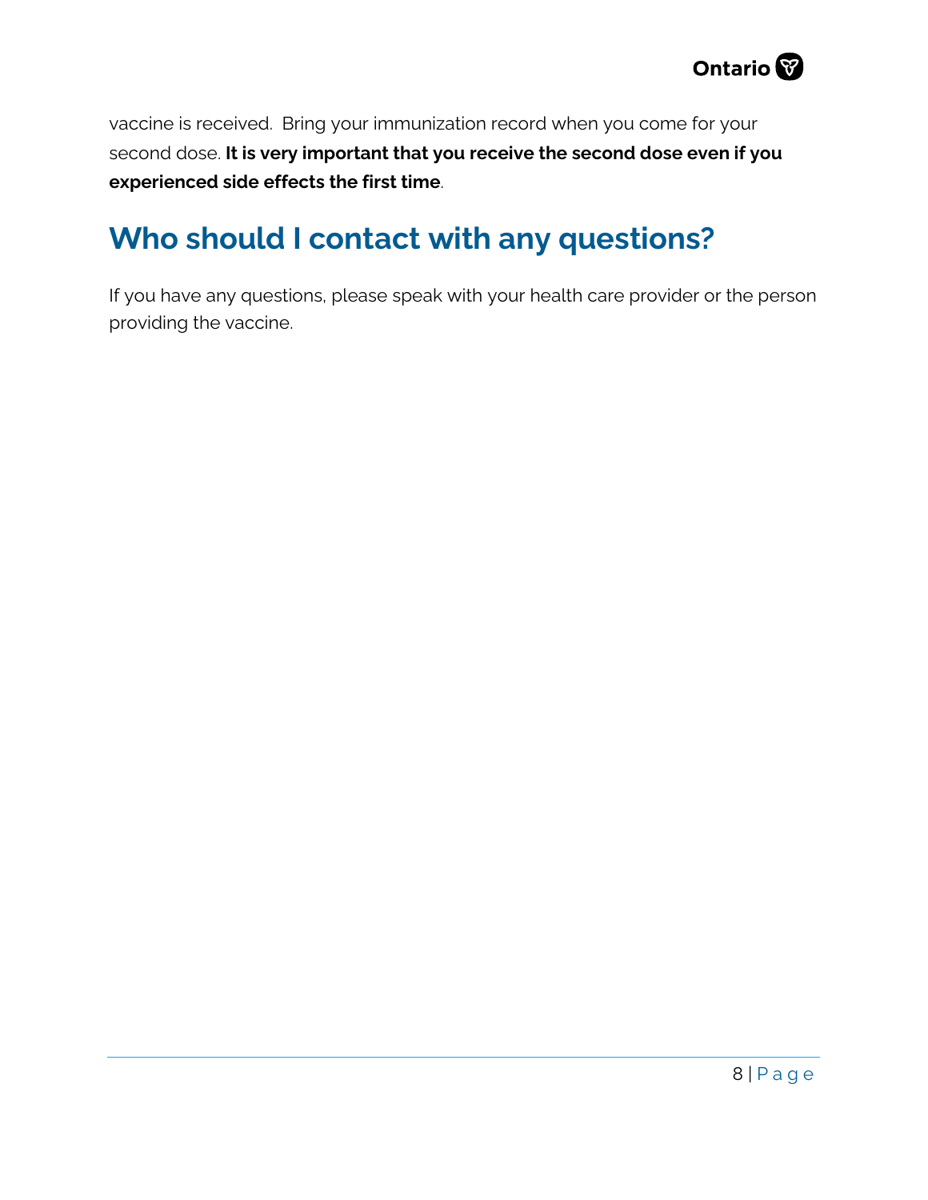vaccine is received. Bring your immunization record when you come for your second dose. **It is very important that you receive the second dose even if you experienced side effects the first time**.

## Who should I contact with any questions?

If you have any questions, please speak with your health care provider or the person providing the vaccine.